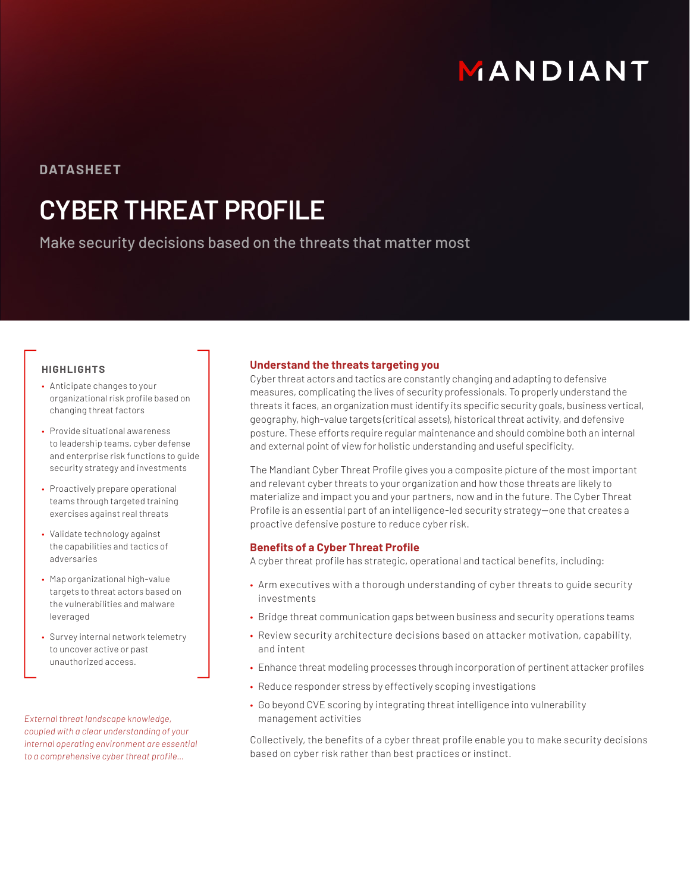MANDIANT

DATASHEET

# CYBER THREAT PROFILE

Make security decisions based on the threats that matter most

### HIGHLIGHTS

- Anticipate changes to your organizational risk profile based on changing threat factors
- Provide situational awareness to leadership teams, cyber defense and enterprise risk functions to guide security strategy and investments
- Proactively prepare operational teams through targeted training exercises against real threats
- Validate technology against the capabilities and tactics of adversaries
- Map organizational high-value targets to threat actors based on the vulnerabilities and malware leveraged
- Survey internal network telemetry to uncover active or past unauthorized access.

*External threat landscape knowledge, coupled with a clear understanding of your internal operating environment are essential to a comprehensive cyber threat profile...*

## Understand the threats targeting you

Cyber threat actors and tactics are constantly changing and adapting to defensive measures, complicating the lives of security professionals. To properly understand the threats it faces, an organization must identify its specific security goals, business vertical, geography, high-value targets (critical assets), historical threat activity, and defensive posture. These efforts require regular maintenance and should combine both an internal and external point of view for holistic understanding and useful specificity.

The Mandiant Cyber Threat Profile gives you a composite picture of the most important and relevant cyber threats to your organization and how those threats are likely to materialize and impact you and your partners, now and in the future. The Cyber Threat Profile is an essential part of an intelligence-led security strategy—one that creates a proactive defensive posture to reduce cyber risk.

## Benefits of a Cyber Threat Profile

A cyber threat profile has strategic, operational and tactical benefits, including:

- Arm executives with a thorough understanding of cyber threats to guide security investments
- Bridge threat communication gaps between business and security operations teams
- Review security architecture decisions based on attacker motivation, capability, and intent
- Enhance threat modeling processes through incorporation of pertinent attacker profiles
- Reduce responder stress by effectively scoping investigations
- Go beyond CVE scoring by integrating threat intelligence into vulnerability management activities

Collectively, the benefits of a cyber threat profile enable you to make security decisions based on cyber risk rather than best practices or instinct.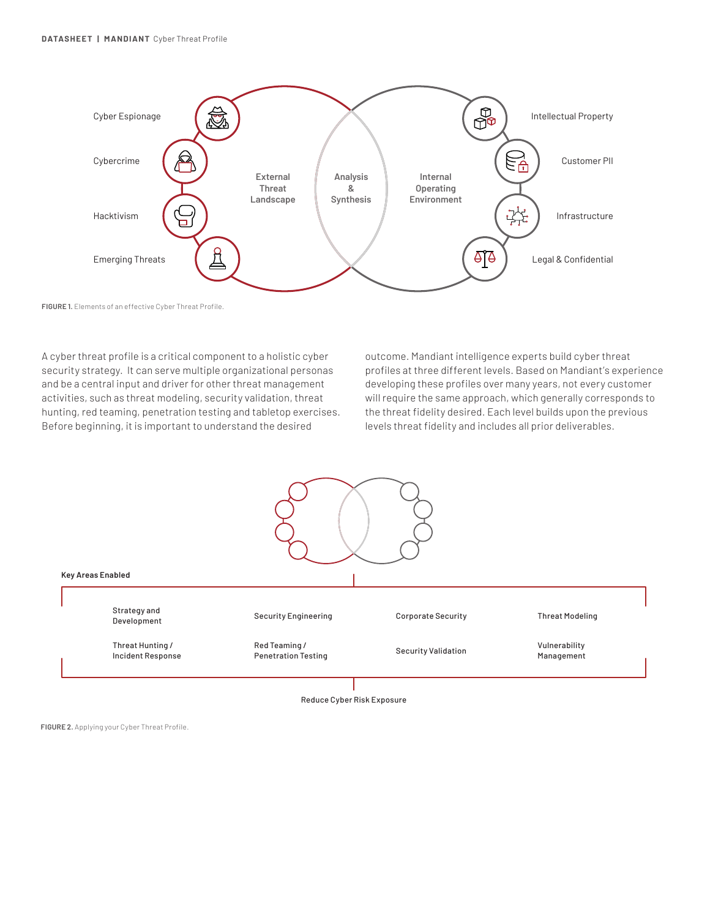Cyber Espionage

Cybercrime

Hacktivism

Emerging Threats

External Threat Landscape

Analysis & Synthesis

Internal Operating Environment

Intellectual Property

Customer PII

Infrastructure

Legal & Confidential

**FIGURE 1.** Elements of an effective Cyber Threat Profile.

A cyber threat profile is a critical component to a holistic cyber security strategy. It can serve multiple organizational personas and be a central input and driver for other threat management activities, such as threat modeling, security validation, threat hunting, red teaming, penetration testing and tabletop exercises. Before beginning, it is important to understand the desired outcome. Mandiant intelligence experts build cyber threat profiles at three different levels. Based on Mandiant's experience developing these profiles over many years, not every customer will require the same approach, which generally corresponds to the threat fidelity desired. Each level builds upon the previous levels threat fidelity and includes all prior deliverables.

**Key Areas Enabled**

| | | | |
|---|---|---|---|
| Strategy and Development | Security Engineering | Corporate Security | Threat Modeling |
| Threat Hunting / Incident Response | Red Teaming / Penetration Testing | Security Validation | Vulnerability Management |

Reduce Cyber Risk Exposure

**FIGURE 2.** Applying your Cyber Threat Profile.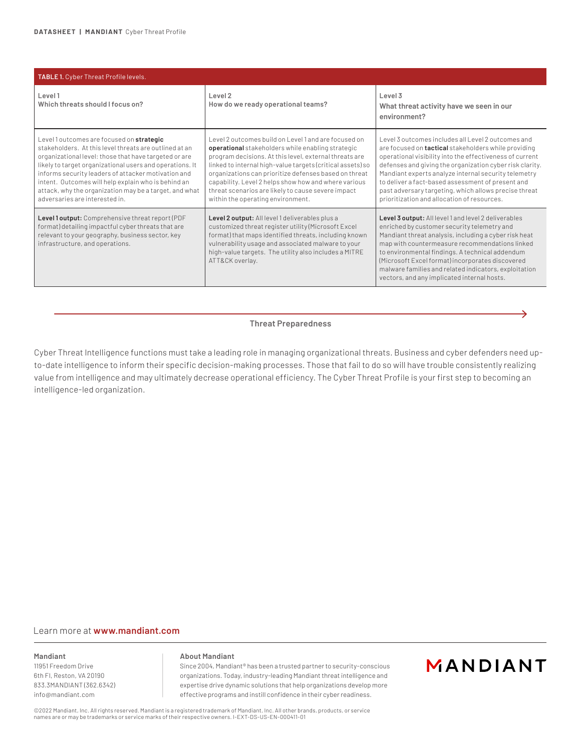**TABLE 1.** Cyber Threat Profile levels.

| Level 1<br>**Which threats should I focus on?** | Level 2<br>**How do we ready operational teams?** | Level 3<br>**What threat activity have we seen in our environment?** |
|---|---|---|
| Level 1 outcomes are focused on **strategic** stakeholders. At this level threats are outlined at an organizational level: those that have targeted or are likely to target organizational users and operations. It informs security leaders of attacker motivation and intent. Outcomes will help explain who is behind an attack, why the organization may be a target, and what adversaries are interested in. | Level 2 outcomes build on Level 1 and are focused on **operational** stakeholders while enabling strategic program decisions. At this level, external threats are linked to internal high-value targets (critical assets) so organizations can prioritize defenses based on threat capability. Level 2 helps show how and where various threat scenarios are likely to cause severe impact within the operating environment. | Level 3 outcomes includes all Level 2 outcomes and are focused on **tactical** stakeholders while providing operational visibility into the effectiveness of current defenses and giving the organization cyber risk clarity. Mandiant experts analyze internal security telemetry to deliver a fact-based assessment of present and past adversary targeting, which allows precise threat prioritization and allocation of resources. |
| **Level 1 output:** Comprehensive threat report (PDF format) detailing impactful cyber threats that are relevant to your geography, business sector, key infrastructure, and operations. | **Level 2 output:** All level 1 deliverables plus a customized threat register utility (Microsoft Excel format) that maps identified threats, including known vulnerability usage and associated malware to your high-value targets. The utility also includes a MITRE ATT&CK overlay. | **Level 3 output:** All level 1 and level 2 deliverables enriched by customer security telemetry and Mandiant threat analysis, including a cyber risk heat map with countermeasure recommendations linked to environmental findings. A technical addendum (Microsoft Excel format) incorporates discovered malware families and related indicators, exploitation vectors, and any implicated internal hosts. |

**Threat Preparedness** →

Cyber Threat Intelligence functions must take a leading role in managing organizational threats. Business and cyber defenders need up-to-date intelligence to inform their specific decision-making processes. Those that fail to do so will have trouble consistently realizing value from intelligence and may ultimately decrease operational efficiency. The Cyber Threat Profile is your first step to becoming an intelligence-led organization.

Learn more at **www.mandiant.com**

**Mandiant**
11951 Freedom Drive
6th Fl, Reston, VA 20190
833.3MANDIANT (362.6342)
info@mandiant.com

**About Mandiant**
Since 2004, Mandiant® has been a trusted partner to security-conscious organizations. Today, industry-leading Mandiant threat intelligence and expertise drive dynamic solutions that help organizations develop more effective programs and instill confidence in their cyber readiness.

MANDIANT

©2022 Mandiant, Inc. All rights reserved. Mandiant is a registered trademark of Mandiant, Inc. All other brands, products, or service names are or may be trademarks or service marks of their respective owners. I-EXT-DS-US-EN-000411-01